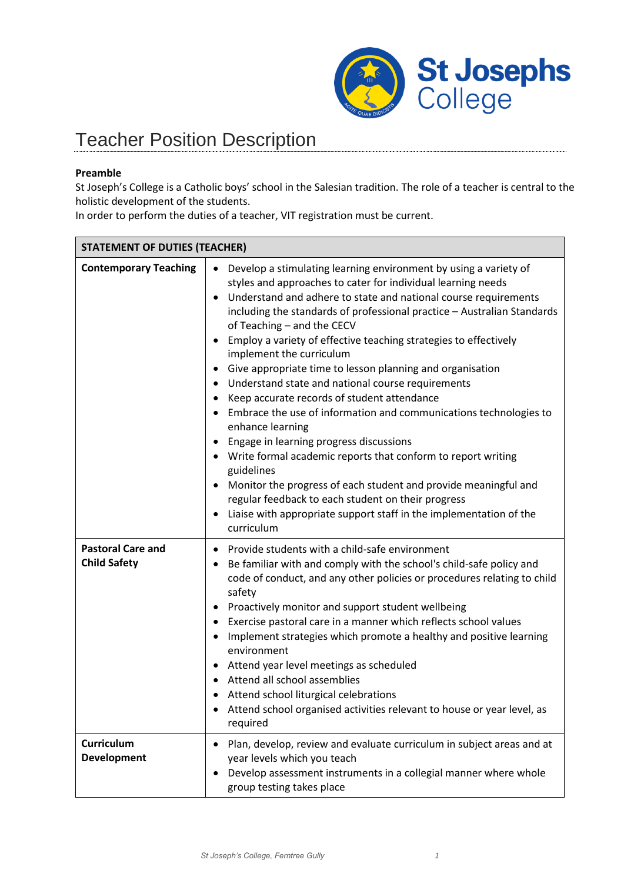St Josephs College

# Teacher Position Description

**Preamble**

St Joseph's College is a Catholic boys' school in the Salesian tradition. The role of a teacher is central to the holistic development of the students.

In order to perform the duties of a teacher, VIT registration must be current.

| STATEMENT OF DUTIES (TEACHER) | |
|---|---|
| **Contemporary Teaching** | • Develop a stimulating learning environment by using a variety of styles and approaches to cater for individual learning needs<br>• Understand and adhere to state and national course requirements including the standards of professional practice – Australian Standards of Teaching – and the CECV<br>• Employ a variety of effective teaching strategies to effectively implement the curriculum<br>• Give appropriate time to lesson planning and organisation<br>• Understand state and national course requirements<br>• Keep accurate records of student attendance<br>• Embrace the use of information and communications technologies to enhance learning<br>• Engage in learning progress discussions<br>• Write formal academic reports that conform to report writing guidelines<br>• Monitor the progress of each student and provide meaningful and regular feedback to each student on their progress<br>• Liaise with appropriate support staff in the implementation of the curriculum |
| **Pastoral Care and Child Safety** | • Provide students with a child-safe environment<br>• Be familiar with and comply with the school's child-safe policy and code of conduct, and any other policies or procedures relating to child safety<br>• Proactively monitor and support student wellbeing<br>• Exercise pastoral care in a manner which reflects school values<br>• Implement strategies which promote a healthy and positive learning environment<br>• Attend year level meetings as scheduled<br>• Attend all school assemblies<br>• Attend school liturgical celebrations<br>• Attend school organised activities relevant to house or year level, as required |
| **Curriculum Development** | • Plan, develop, review and evaluate curriculum in subject areas and at year levels which you teach<br>• Develop assessment instruments in a collegial manner where whole group testing takes place |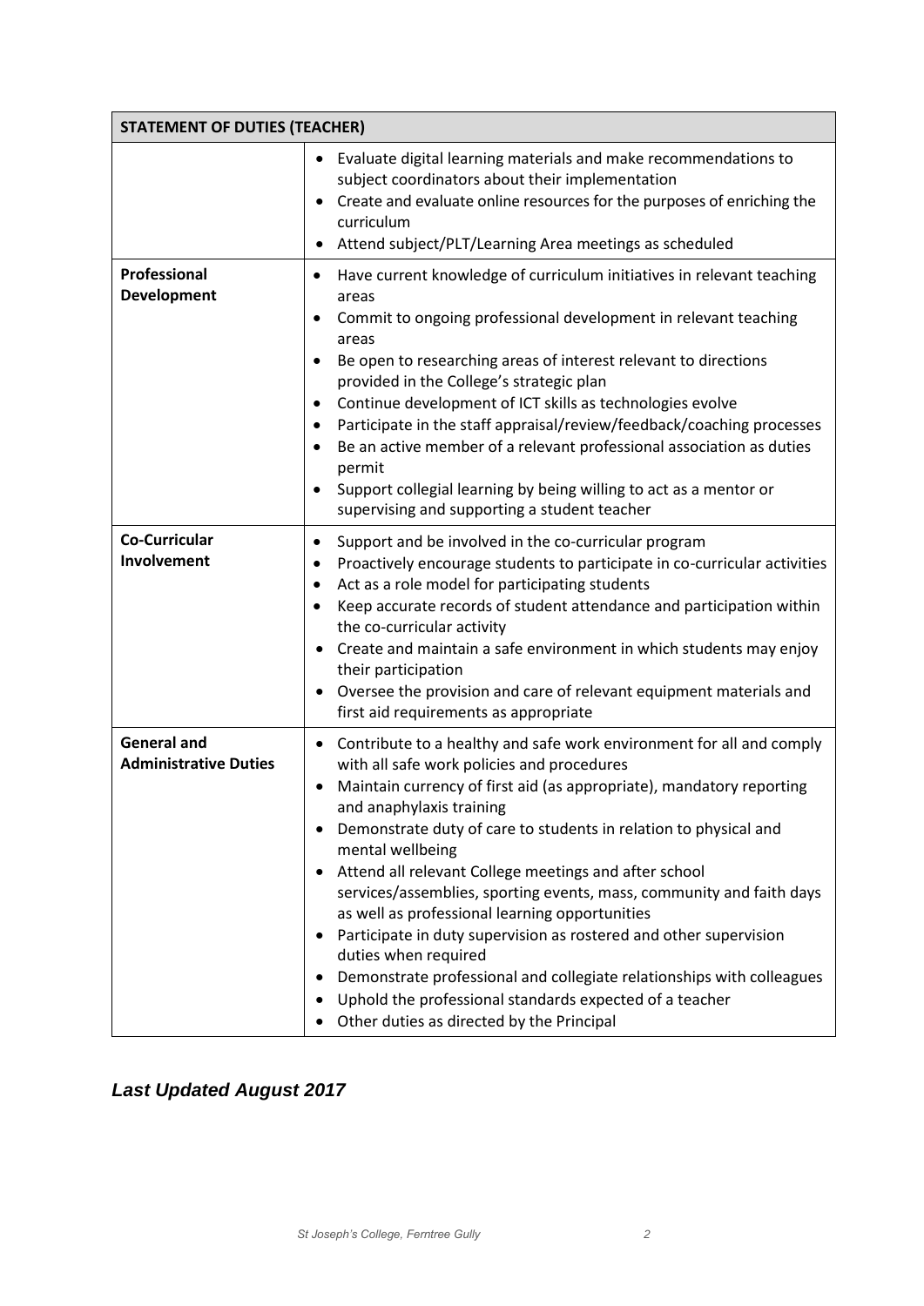| STATEMENT OF DUTIES (TEACHER) | |
|---|---|
| | • Evaluate digital learning materials and make recommendations to subject coordinators about their implementation<br>• Create and evaluate online resources for the purposes of enriching the curriculum<br>• Attend subject/PLT/Learning Area meetings as scheduled |
| **Professional Development** | • Have current knowledge of curriculum initiatives in relevant teaching areas<br>• Commit to ongoing professional development in relevant teaching areas<br>• Be open to researching areas of interest relevant to directions provided in the College's strategic plan<br>• Continue development of ICT skills as technologies evolve<br>• Participate in the staff appraisal/review/feedback/coaching processes<br>• Be an active member of a relevant professional association as duties permit<br>• Support collegial learning by being willing to act as a mentor or supervising and supporting a student teacher |
| **Co-Curricular Involvement** | • Support and be involved in the co-curricular program<br>• Proactively encourage students to participate in co-curricular activities<br>• Act as a role model for participating students<br>• Keep accurate records of student attendance and participation within the co-curricular activity<br>• Create and maintain a safe environment in which students may enjoy their participation<br>• Oversee the provision and care of relevant equipment materials and first aid requirements as appropriate |
| **General and Administrative Duties** | • Contribute to a healthy and safe work environment for all and comply with all safe work policies and procedures<br>• Maintain currency of first aid (as appropriate), mandatory reporting and anaphylaxis training<br>• Demonstrate duty of care to students in relation to physical and mental wellbeing<br>• Attend all relevant College meetings and after school services/assemblies, sporting events, mass, community and faith days as well as professional learning opportunities<br>• Participate in duty supervision as rostered and other supervision duties when required<br>• Demonstrate professional and collegiate relationships with colleagues<br>• Uphold the professional standards expected of a teacher<br>• Other duties as directed by the Principal |

***Last Updated August 2017***